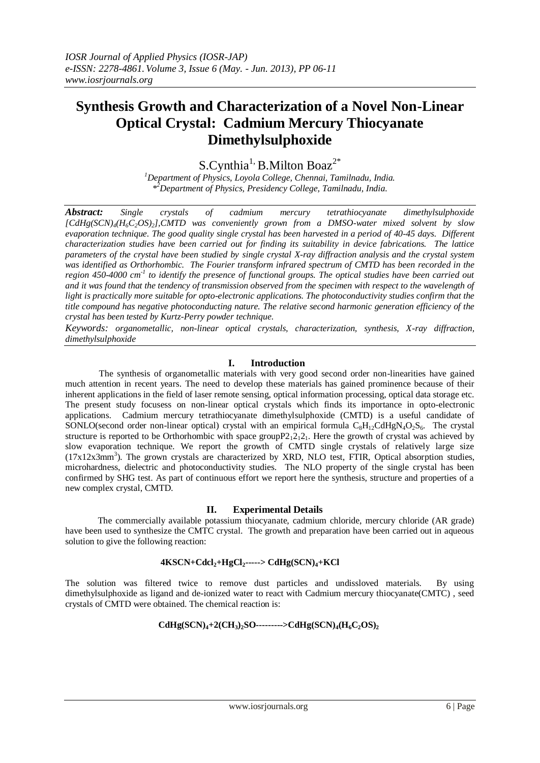# Synthesis Growth and Characterization of a Novel Non-Linear Optical Crystal: Cadmium Mercury Thiocyanate Dimethylsulphoxide

S.Cynthia[1], B.Milton Boaz[2*]

[1]*Department of Physics, Loyola College, Chennai, Tamilnadu, India.*
*[2]*Department of Physics, Presidency College, Tamilnadu, India.*

***Abstract:*** *Single crystals of cadmium mercury tetrathiocyanate dimethylsulphoxide [$CdHg(SCN)_4(H_6C_2OS)_2$],CMTD was conveniently grown from a DMSO-water mixed solvent by slow evaporation technique. The good quality single crystal has been harvested in a period of 40-45 days. Different characterization studies have been carried out for finding its suitability in device fabrications. The lattice parameters of the crystal have been studied by single crystal X-ray diffraction analysis and the crystal system was identified as Orthorhombic. The Fourier transform infrared spectrum of CMTD has been recorded in the region 450-4000 $cm^{-1}$ to identify the presence of functional groups. The optical studies have been carried out and it was found that the tendency of transmission observed from the specimen with respect to the wavelength of light is practically more suitable for opto-electronic applications. The photoconductivity studies confirm that the title compound has negative photoconducting nature. The relative second harmonic generation efficiency of the crystal has been tested by Kurtz-Perry powder technique.*

***Keywords:*** *organometallic, non-linear optical crystals, characterization, synthesis, X-ray diffraction, dimethylsulphoxide*

## I. Introduction

The synthesis of organometallic materials with very good second order non-linearities have gained much attention in recent years. The need to develop these materials has gained prominence because of their inherent applications in the field of laser remote sensing, optical information processing, optical data storage etc. The present study focusess on non-linear optical crystals which finds its importance in opto-electronic applications. Cadmium mercury tetrathiocyanate dimethylsulphoxide (CMTD) is a useful candidate of SONLO(second order non-linear optical) crystal with an empirical formula $C_8H_{12}CdHgN_4O_2S_6$. The crystal structure is reported to be Orthorhombic with space group$P2_12_12_1$. Here the growth of crystal was achieved by slow evaporation technique. We report the growth of CMTD single crystals of relatively large size ($17x12x3mm^3$). The grown crystals are characterized by XRD, NLO test, FTIR, Optical absorption studies, microhardness, dielectric and photoconductivity studies. The NLO property of the single crystal has been confirmed by SHG test. As part of continuous effort we report here the synthesis, structure and properties of a new complex crystal, CMTD.

## II. Experimental Details

The commercially available potassium thiocyanate, cadmium chloride, mercury chloride (AR grade) have been used to synthesize the CMTC crystal. The growth and preparation have been carried out in aqueous solution to give the following reaction:

$$4KSCN+Cdcl_2+HgCl_2 \text{-----}> CdHg(SCN)_4+KCl$$

The solution was filtered twice to remove dust particles and undissloved materials. By using dimethylsulphoxide as ligand and de-ionized water to react with Cadmium mercury thiocyanate(CMTC) , seed crystals of CMTD were obtained. The chemical reaction is:

$$CdHg(SCN)_4+2(CH_3)_2SO \text{---------}>CdHg(SCN)_4(H_6C_2OS)_2$$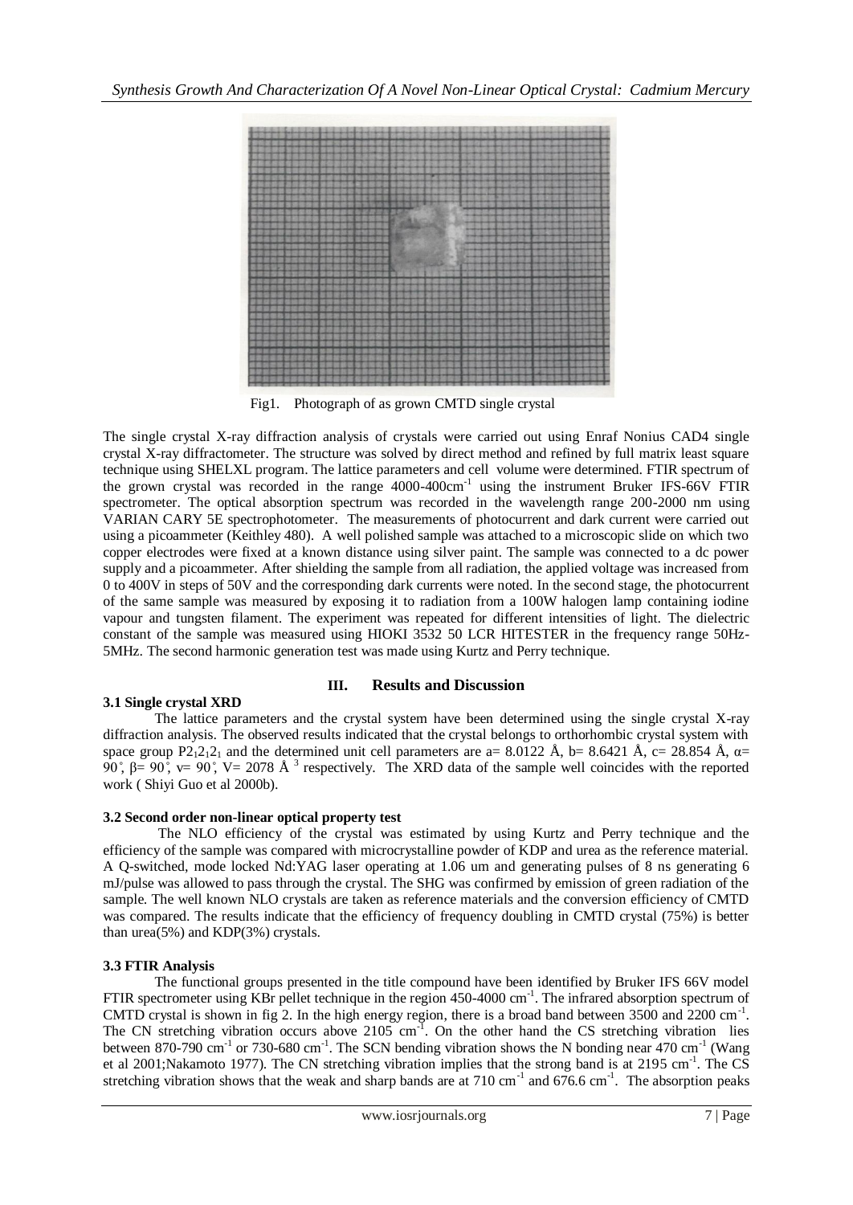Fig1. Photograph of as grown CMTD single crystal

The single crystal X-ray diffraction analysis of crystals were carried out using Enraf Nonius CAD4 single crystal X-ray diffractometer. The structure was solved by direct method and refined by full matrix least square technique using SHELXL program. The lattice parameters and cell volume were determined. FTIR spectrum of the grown crystal was recorded in the range 4000-400cm$^{-1}$ using the instrument Bruker IFS-66V FTIR spectrometer. The optical absorption spectrum was recorded in the wavelength range 200-2000 nm using VARIAN CARY 5E spectrophotometer. The measurements of photocurrent and dark current were carried out using a picoammeter (Keithley 480). A well polished sample was attached to a microscopic slide on which two copper electrodes were fixed at a known distance using silver paint. The sample was connected to a dc power supply and a picoammeter. After shielding the sample from all radiation, the applied voltage was increased from 0 to 400V in steps of 50V and the corresponding dark currents were noted. In the second stage, the photocurrent of the same sample was measured by exposing it to radiation from a 100W halogen lamp containing iodine vapour and tungsten filament. The experiment was repeated for different intensities of light. The dielectric constant of the sample was measured using HIOKI 3532 50 LCR HITESTER in the frequency range 50Hz-5MHz. The second harmonic generation test was made using Kurtz and Perry technique.

## III. Results and Discussion

### 3.1 Single crystal XRD

The lattice parameters and the crystal system have been determined using the single crystal X-ray diffraction analysis. The observed results indicated that the crystal belongs to orthorhombic crystal system with space group $P2_12_12_1$ and the determined unit cell parameters are a= 8.0122 Å, b= 8.6421 Å, c= 28.854 Å, α= 90˚, β= 90˚, ν= 90˚, V= 2078 Å $^3$ respectively. The XRD data of the sample well coincides with the reported work ( Shiyi Guo et al 2000b).

### 3.2 Second order non-linear optical property test

The NLO efficiency of the crystal was estimated by using Kurtz and Perry technique and the efficiency of the sample was compared with microcrystalline powder of KDP and urea as the reference material. A Q-switched, mode locked Nd:YAG laser operating at 1.06 um and generating pulses of 8 ns generating 6 mJ/pulse was allowed to pass through the crystal. The SHG was confirmed by emission of green radiation of the sample. The well known NLO crystals are taken as reference materials and the conversion efficiency of CMTD was compared. The results indicate that the efficiency of frequency doubling in CMTD crystal (75%) is better than urea(5%) and KDP(3%) crystals.

### 3.3 FTIR Analysis

The functional groups presented in the title compound have been identified by Bruker IFS 66V model FTIR spectrometer using KBr pellet technique in the region 450-4000 cm$^{-1}$. The infrared absorption spectrum of CMTD crystal is shown in fig 2. In the high energy region, there is a broad band between 3500 and 2200 cm$^{-1}$. The CN stretching vibration occurs above 2105 cm$^{-1}$. On the other hand the CS stretching vibration lies between 870-790 cm$^{-1}$ or 730-680 cm$^{-1}$. The SCN bending vibration shows the N bonding near 470 cm$^{-1}$ (Wang et al 2001;Nakamoto 1977). The CN stretching vibration implies that the strong band is at 2195 cm$^{-1}$. The CS stretching vibration shows that the weak and sharp bands are at 710 cm$^{-1}$ and 676.6 cm$^{-1}$. The absorption peaks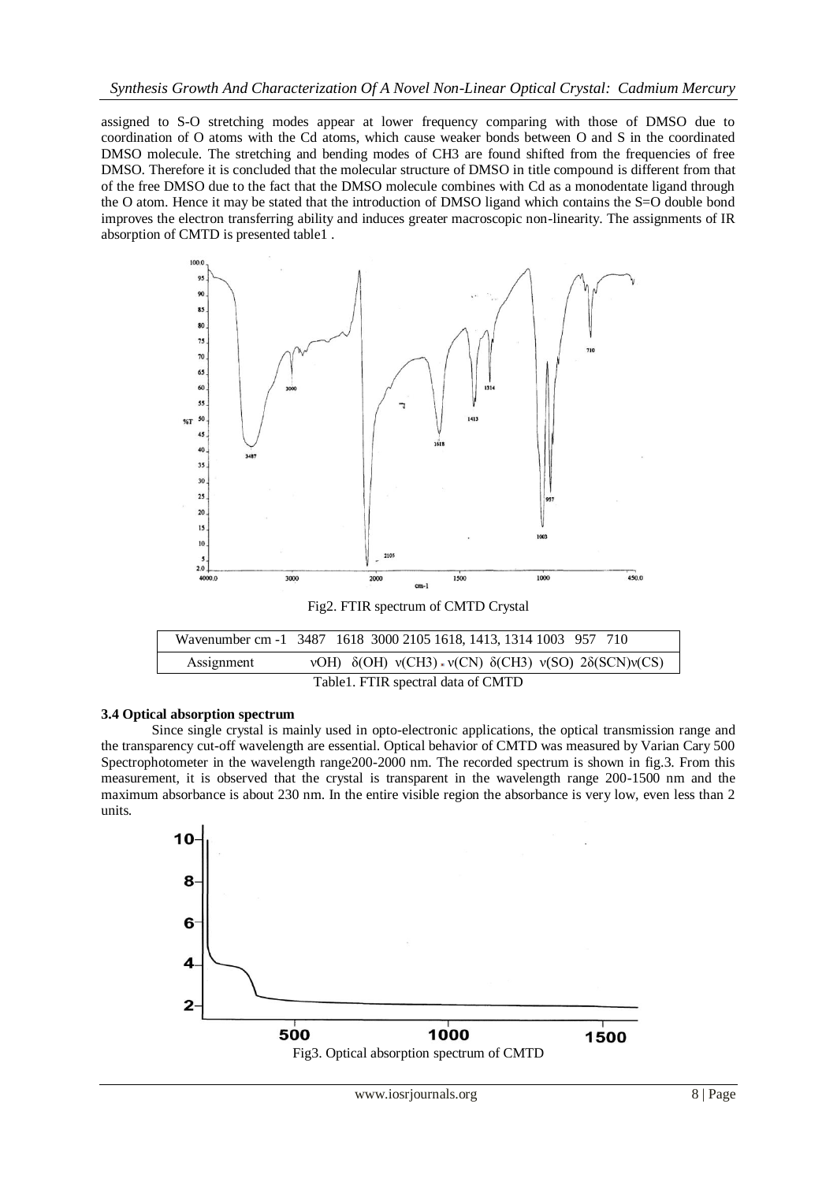assigned to S-O stretching modes appear at lower frequency comparing with those of DMSO due to coordination of O atoms with the Cd atoms, which cause weaker bonds between O and S in the coordinated DMSO molecule. The stretching and bending modes of CH3 are found shifted from the frequencies of free DMSO. Therefore it is concluded that the molecular structure of DMSO in title compound is different from that of the free DMSO due to the fact that the DMSO molecule combines with Cd as a monodentate ligand through the O atom. Hence it may be stated that the introduction of DMSO ligand which contains the S=O double bond improves the electron transferring ability and induces greater macroscopic non-linearity. The assignments of IR absorption of CMTD is presented table1 .

Fig2. FTIR spectrum of CMTD Crystal

| Wavenumber cm -1 | 3487 | 1618 | 3000 | 2105 | 1618, 1413, 1314 | 1003 | 957 | 710 |
|---|---|---|---|---|---|---|---|---|
| Assignment | νOH) | δ(OH) | ν(CH3) | ν(CN) | δ(CH3) | ν(SO) | 2δ(SCN) | ν(CS) |

Table1. FTIR spectral data of CMTD

### 3.4 Optical absorption spectrum

Since single crystal is mainly used in opto-electronic applications, the optical transmission range and the transparency cut-off wavelength are essential. Optical behavior of CMTD was measured by Varian Cary 500 Spectrophotometer in the wavelength range200-2000 nm. The recorded spectrum is shown in fig.3. From this measurement, it is observed that the crystal is transparent in the wavelength range 200-1500 nm and the maximum absorbance is about 230 nm. In the entire visible region the absorbance is very low, even less than 2 units.

Fig3. Optical absorption spectrum of CMTD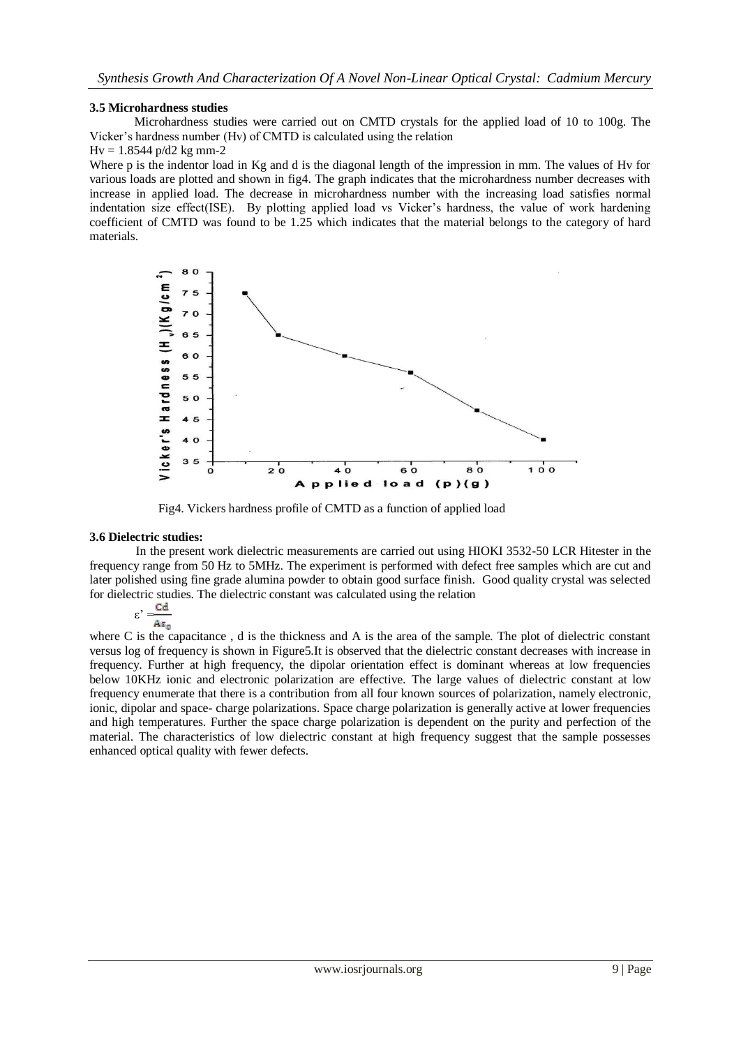### 3.5 Microhardness studies

Microhardness studies were carried out on CMTD crystals for the applied load of 10 to 100g. The Vicker's hardness number (Hv) of CMTD is calculated using the relation

$Hv = 1.8544\ p/d^2\ kg\ mm^{-2}$

Where p is the indentor load in Kg and d is the diagonal length of the impression in mm. The values of Hv for various loads are plotted and shown in fig4. The graph indicates that the microhardness number decreases with increase in applied load. The decrease in microhardness number with the increasing load satisfies normal indentation size effect(ISE). By plotting applied load vs Vicker's hardness, the value of work hardening coefficient of CMTD was found to be 1.25 which indicates that the material belongs to the category of hard materials.

Fig4. Vickers hardness profile of CMTD as a function of applied load

### 3.6 Dielectric studies:

In the present work dielectric measurements are carried out using HIOKI 3532-50 LCR Hitester in the frequency range from 50 Hz to 5MHz. The experiment is performed with defect free samples which are cut and later polished using fine grade alumina powder to obtain good surface finish. Good quality crystal was selected for dielectric studies. The dielectric constant was calculated using the relation

$$\varepsilon' = \frac{Cd}{A\varepsilon_0}$$

where C is the capacitance , d is the thickness and A is the area of the sample. The plot of dielectric constant versus log of frequency is shown in Figure5.It is observed that the dielectric constant decreases with increase in frequency. Further at high frequency, the dipolar orientation effect is dominant whereas at low frequencies below 10KHz ionic and electronic polarization are effective. The large values of dielectric constant at low frequency enumerate that there is a contribution from all four known sources of polarization, namely electronic, ionic, dipolar and space- charge polarizations. Space charge polarization is generally active at lower frequencies and high temperatures. Further the space charge polarization is dependent on the purity and perfection of the material. The characteristics of low dielectric constant at high frequency suggest that the sample possesses enhanced optical quality with fewer defects.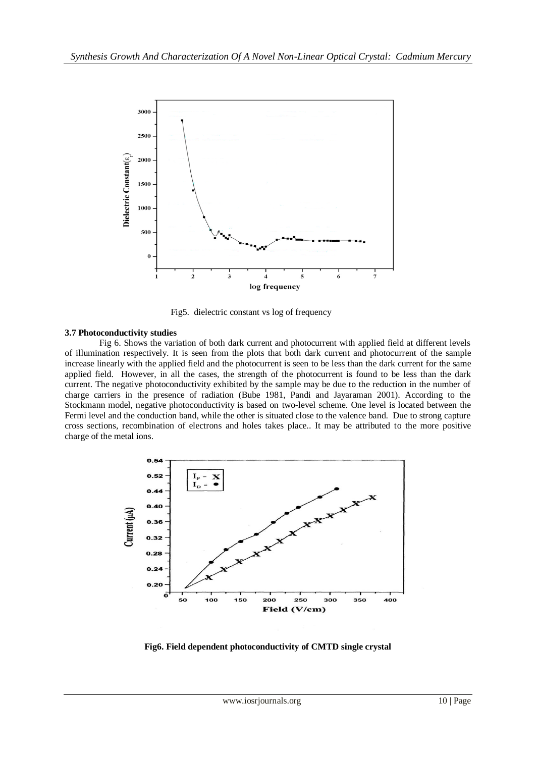Fig5. dielectric constant vs log of frequency

### 3.7 Photoconductivity studies

Fig 6. Shows the variation of both dark current and photocurrent with applied field at different levels of illumination respectively. It is seen from the plots that both dark current and photocurrent of the sample increase linearly with the applied field and the photocurrent is seen to be less than the dark current for the same applied field. However, in all the cases, the strength of the photocurrent is found to be less than the dark current. The negative photoconductivity exhibited by the sample may be due to the reduction in the number of charge carriers in the presence of radiation (Bube 1981, Pandi and Jayaraman 2001). According to the Stockmann model, negative photoconductivity is based on two-level scheme. One level is located between the Fermi level and the conduction band, while the other is situated close to the valence band. Due to strong capture cross sections, recombination of electrons and holes takes place.. It may be attributed to the more positive charge of the metal ions.

**Fig6. Field dependent photoconductivity of CMTD single crystal**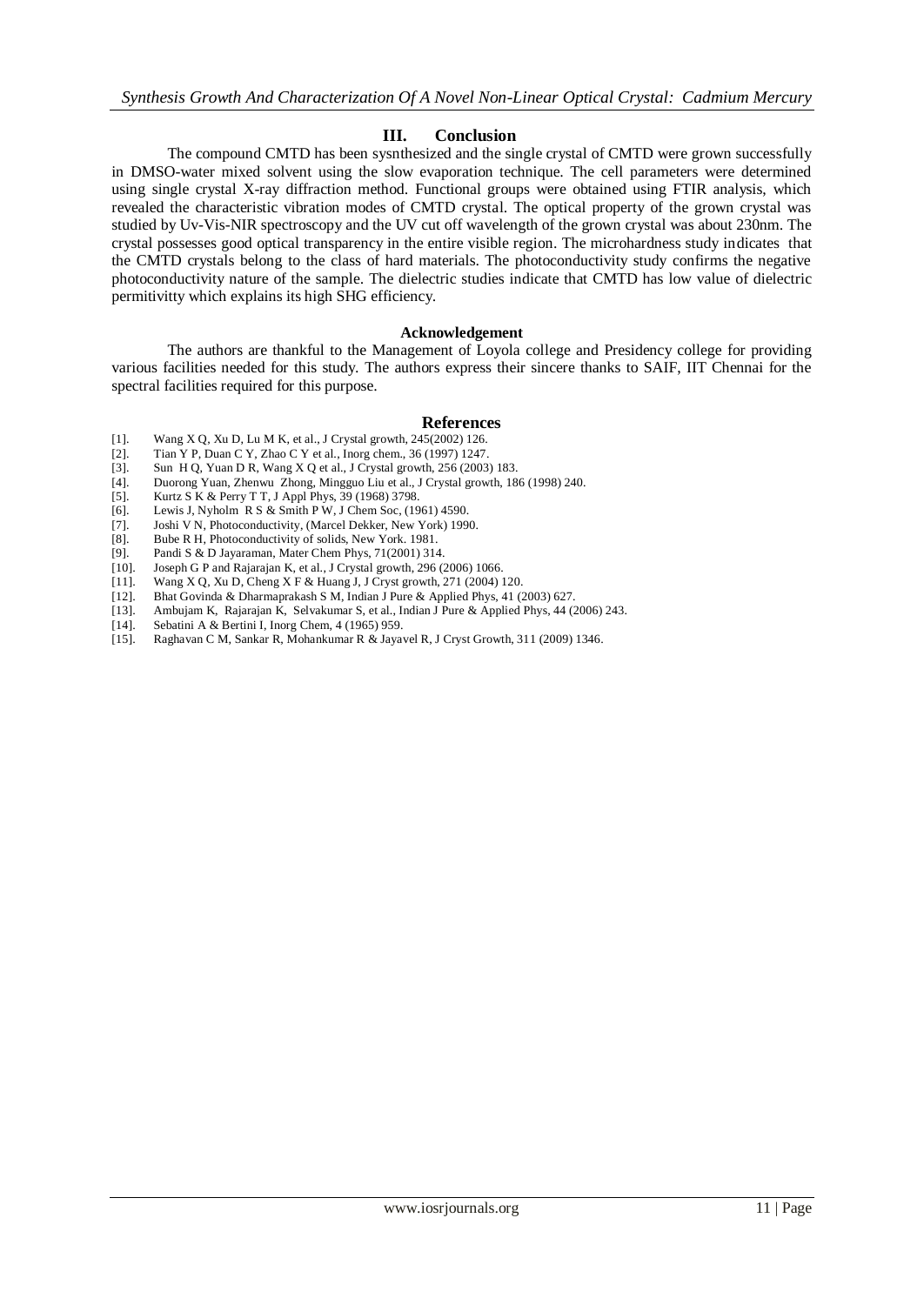## III. Conclusion

The compound CMTD has been sysnthesized and the single crystal of CMTD were grown successfully in DMSO-water mixed solvent using the slow evaporation technique. The cell parameters were determined using single crystal X-ray diffraction method. Functional groups were obtained using FTIR analysis, which revealed the characteristic vibration modes of CMTD crystal. The optical property of the grown crystal was studied by Uv-Vis-NIR spectroscopy and the UV cut off wavelength of the grown crystal was about 230nm. The crystal possesses good optical transparency in the entire visible region. The microhardness study indicates that the CMTD crystals belong to the class of hard materials. The photoconductivity study confirms the negative photoconductivity nature of the sample. The dielectric studies indicate that CMTD has low value of dielectric permitivitty which explains its high SHG efficiency.

### Acknowledgement

The authors are thankful to the Management of Loyola college and Presidency college for providing various facilities needed for this study. The authors express their sincere thanks to SAIF, IIT Chennai for the spectral facilities required for this purpose.

## References

[1]. Wang X Q, Xu D, Lu M K, et al., J Crystal growth, 245(2002) 126.
[2]. Tian Y P, Duan C Y, Zhao C Y et al., Inorg chem., 36 (1997) 1247.
[3]. Sun H Q, Yuan D R, Wang X Q et al., J Crystal growth, 256 (2003) 183.
[4]. Duorong Yuan, Zhenwu Zhong, Mingguo Liu et al., J Crystal growth, 186 (1998) 240.
[5]. Kurtz S K & Perry T T, J Appl Phys, 39 (1968) 3798.
[6]. Lewis J, Nyholm R S & Smith P W, J Chem Soc, (1961) 4590.
[7]. Joshi V N, Photoconductivity, (Marcel Dekker, New York) 1990.
[8]. Bube R H, Photoconductivity of solids, New York. 1981.
[9]. Pandi S & D Jayaraman, Mater Chem Phys, 71(2001) 314.
[10]. Joseph G P and Rajarajan K, et al., J Crystal growth, 296 (2006) 1066.
[11]. Wang X Q, Xu D, Cheng X F & Huang J, J Cryst growth, 271 (2004) 120.
[12]. Bhat Govinda & Dharmaprakash S M, Indian J Pure & Applied Phys, 41 (2003) 627.
[13]. Ambujam K, Rajarajan K, Selvakumar S, et al., Indian J Pure & Applied Phys, 44 (2006) 243.
[14]. Sebatini A & Bertini I, Inorg Chem, 4 (1965) 959.
[15]. Raghavan C M, Sankar R, Mohankumar R & Jayavel R, J Cryst Growth, 311 (2009) 1346.